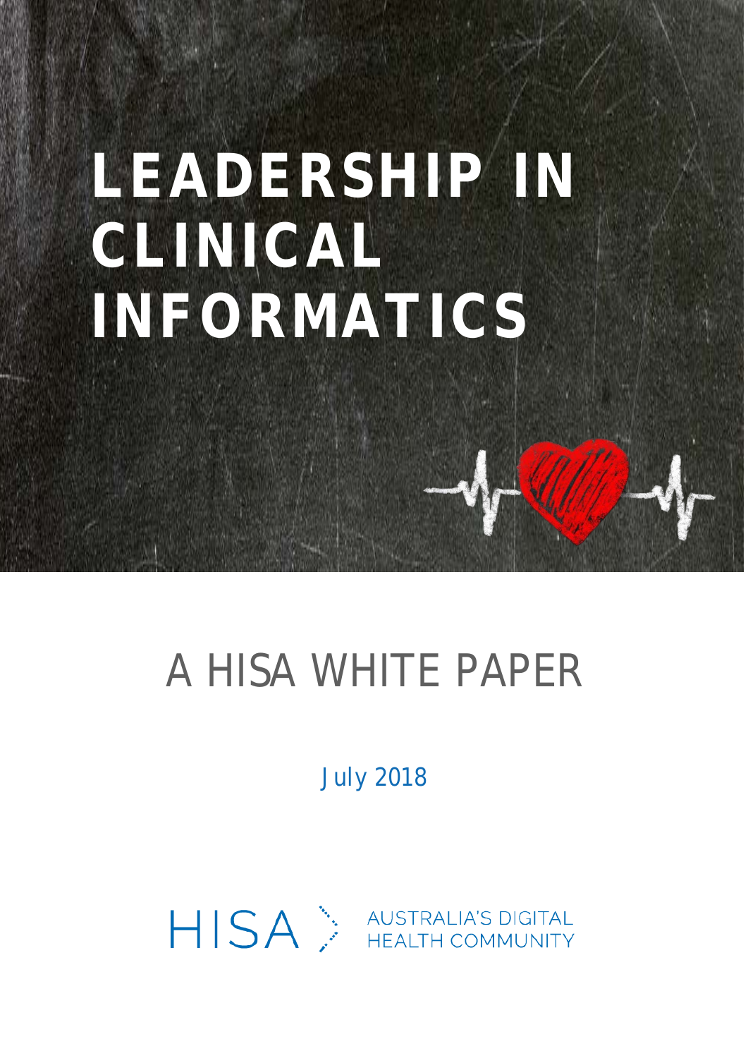# LEADERSHIP IN CLINICAL INFORMATICS

## A HISA WHITE PAPER

July 2018

HISA AUSTRALIA'S DIGITAL HEALTH COMMUNITY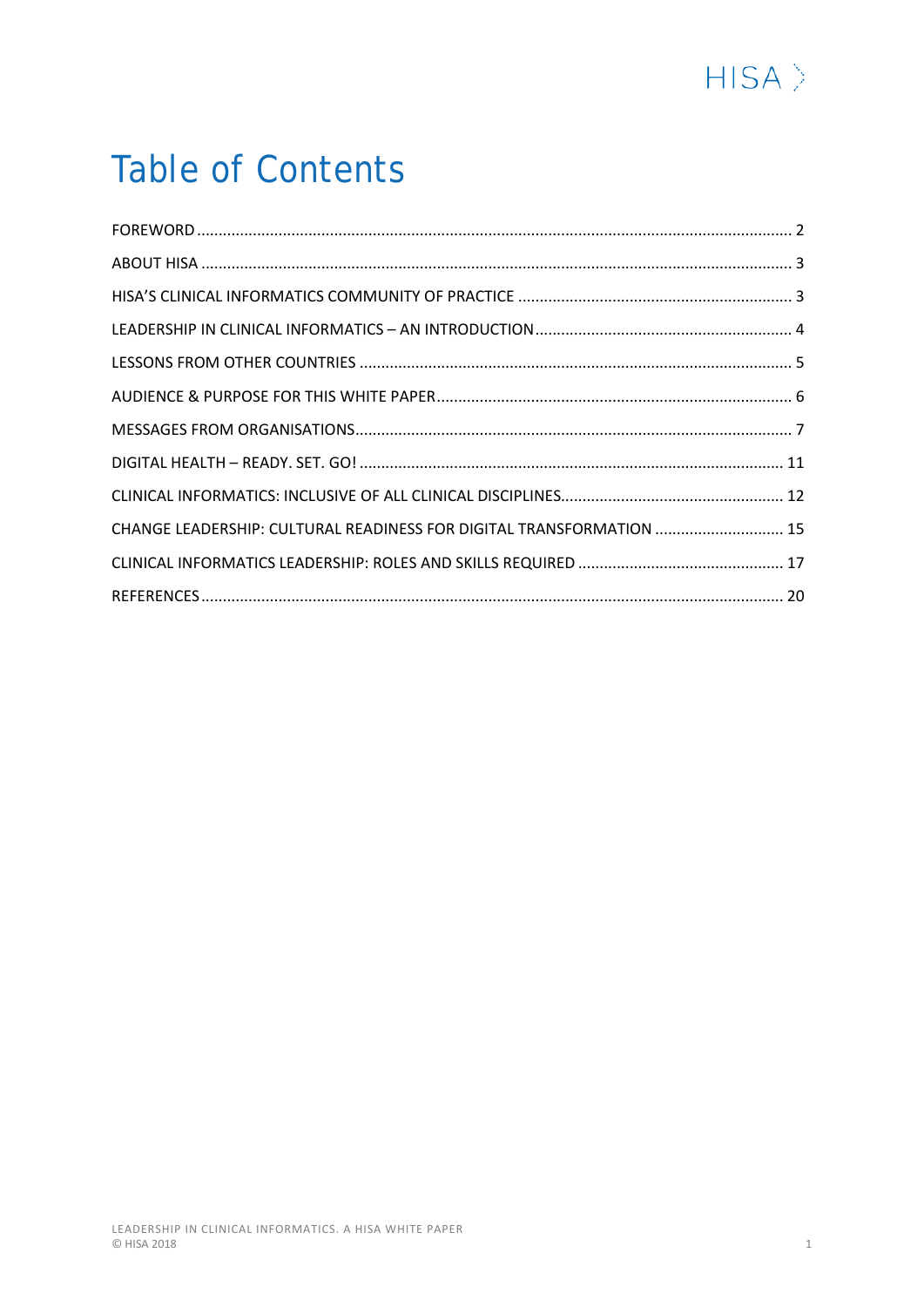# Table of Contents

FOREWORD ........ 2

ABOUT HISA ........ 3

HISA'S CLINICAL INFORMATICS COMMUNITY OF PRACTICE ........ 3

LEADERSHIP IN CLINICAL INFORMATICS – AN INTRODUCTION ........ 4

LESSONS FROM OTHER COUNTRIES ........ 5

AUDIENCE & PURPOSE FOR THIS WHITE PAPER ........ 6

MESSAGES FROM ORGANISATIONS ........ 7

DIGITAL HEALTH – READY. SET. GO! ........ 11

CLINICAL INFORMATICS: INCLUSIVE OF ALL CLINICAL DISCIPLINES ........ 12

CHANGE LEADERSHIP: CULTURAL READINESS FOR DIGITAL TRANSFORMATION ........ 15

CLINICAL INFORMATICS LEADERSHIP: ROLES AND SKILLS REQUIRED ........ 17

REFERENCES ........ 20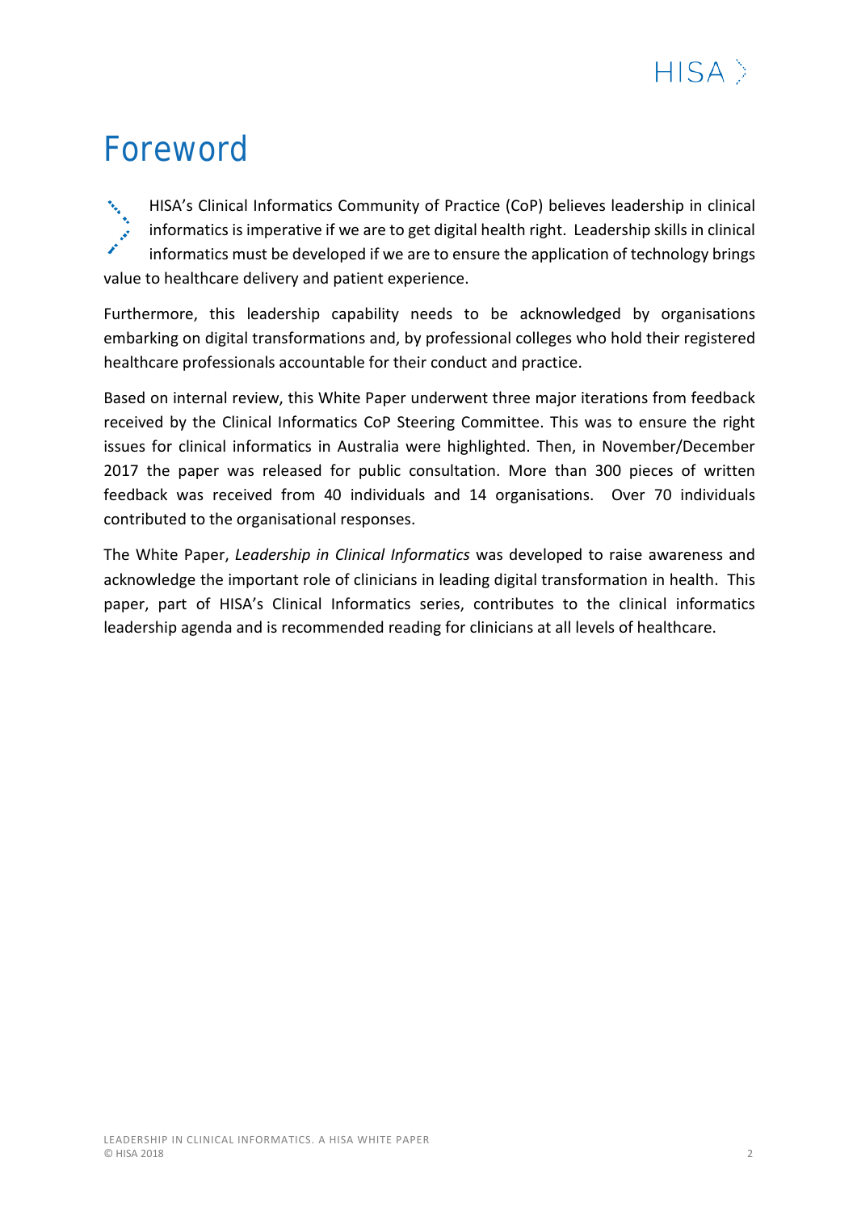# Foreword

HISA's Clinical Informatics Community of Practice (CoP) believes leadership in clinical informatics is imperative if we are to get digital health right. Leadership skills in clinical informatics must be developed if we are to ensure the application of technology brings value to healthcare delivery and patient experience.

Furthermore, this leadership capability needs to be acknowledged by organisations embarking on digital transformations and, by professional colleges who hold their registered healthcare professionals accountable for their conduct and practice.

Based on internal review, this White Paper underwent three major iterations from feedback received by the Clinical Informatics CoP Steering Committee. This was to ensure the right issues for clinical informatics in Australia were highlighted. Then, in November/December 2017 the paper was released for public consultation. More than 300 pieces of written feedback was received from 40 individuals and 14 organisations. Over 70 individuals contributed to the organisational responses.

The White Paper, *Leadership in Clinical Informatics* was developed to raise awareness and acknowledge the important role of clinicians in leading digital transformation in health. This paper, part of HISA's Clinical Informatics series, contributes to the clinical informatics leadership agenda and is recommended reading for clinicians at all levels of healthcare.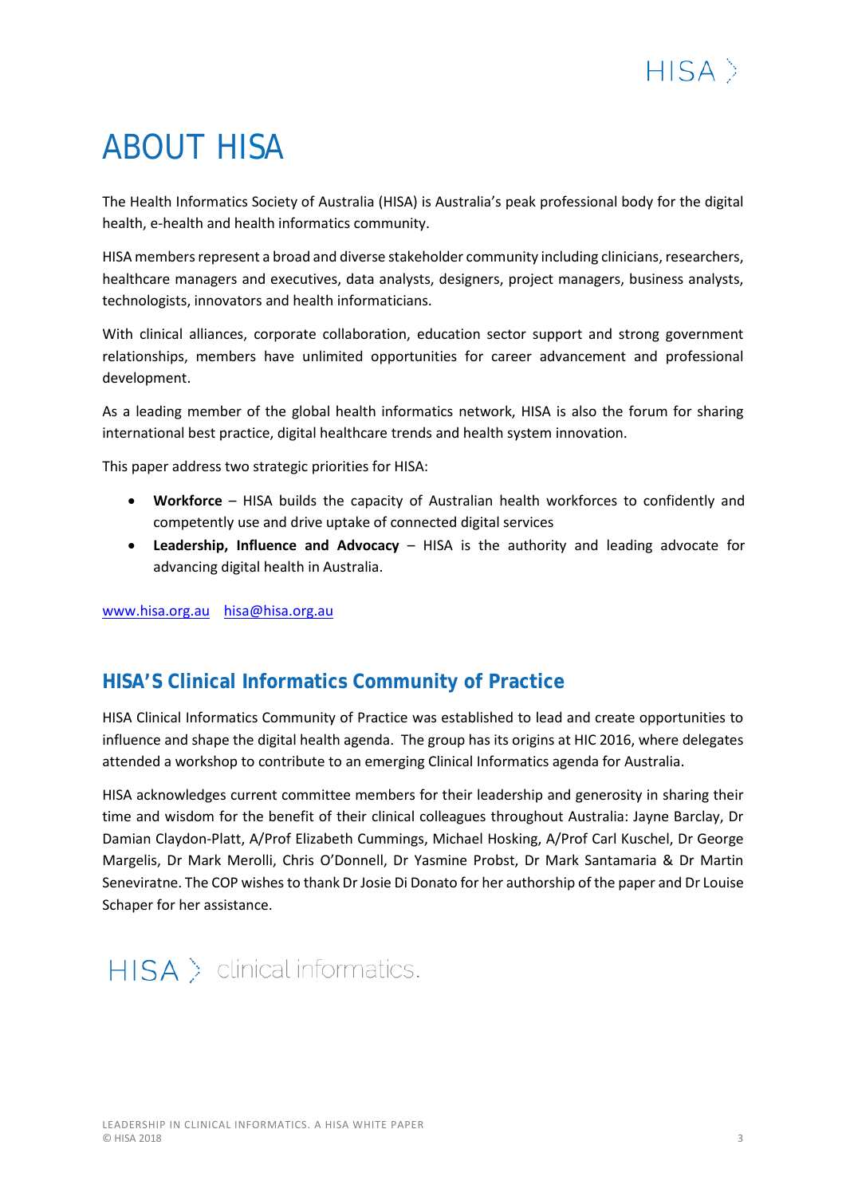# ABOUT HISA

The Health Informatics Society of Australia (HISA) is Australia's peak professional body for the digital health, e-health and health informatics community.

HISA members represent a broad and diverse stakeholder community including clinicians, researchers, healthcare managers and executives, data analysts, designers, project managers, business analysts, technologists, innovators and health informaticians.

With clinical alliances, corporate collaboration, education sector support and strong government relationships, members have unlimited opportunities for career advancement and professional development.

As a leading member of the global health informatics network, HISA is also the forum for sharing international best practice, digital healthcare trends and health system innovation.

This paper address two strategic priorities for HISA:

- **Workforce** – HISA builds the capacity of Australian health workforces to confidently and competently use and drive uptake of connected digital services
- **Leadership, Influence and Advocacy** – HISA is the authority and leading advocate for advancing digital health in Australia.

www.hisa.org.au    hisa@hisa.org.au

## HISA'S Clinical Informatics Community of Practice

HISA Clinical Informatics Community of Practice was established to lead and create opportunities to influence and shape the digital health agenda. The group has its origins at HIC 2016, where delegates attended a workshop to contribute to an emerging Clinical Informatics agenda for Australia.

HISA acknowledges current committee members for their leadership and generosity in sharing their time and wisdom for the benefit of their clinical colleagues throughout Australia: Jayne Barclay, Dr Damian Claydon-Platt, A/Prof Elizabeth Cummings, Michael Hosking, A/Prof Carl Kuschel, Dr George Margelis, Dr Mark Merolli, Chris O'Donnell, Dr Yasmine Probst, Dr Mark Santamaria & Dr Martin Seneviratne. The COP wishes to thank Dr Josie Di Donato for her authorship of the paper and Dr Louise Schaper for her assistance.

HISA > clinical informatics.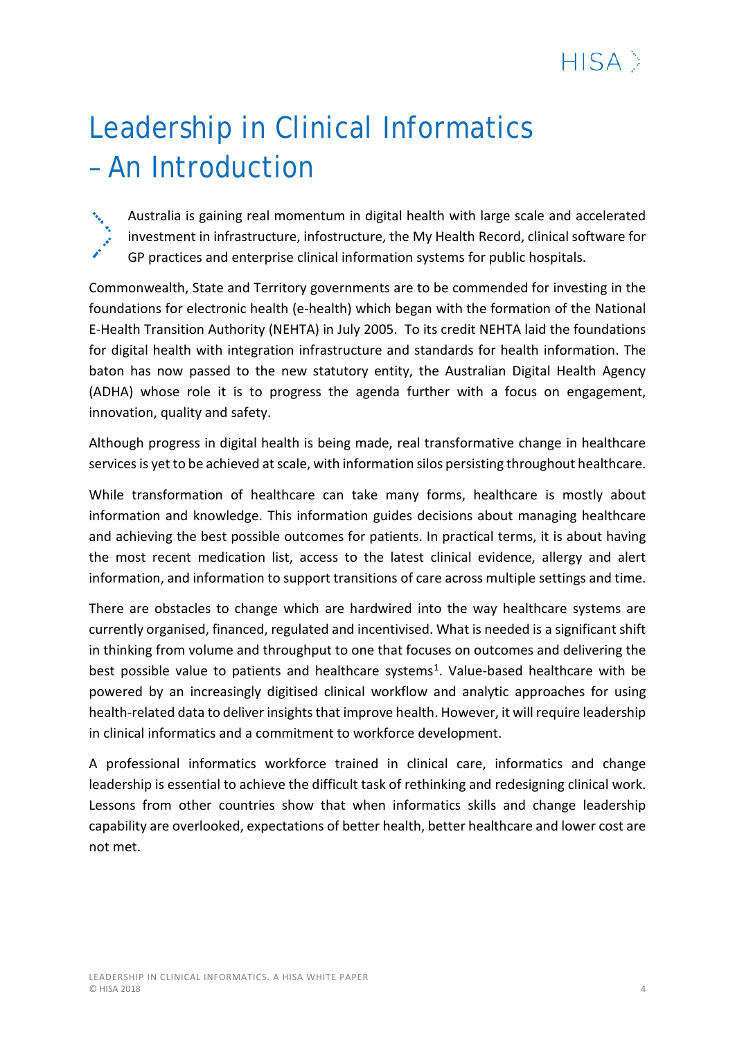# Leadership in Clinical Informatics – An Introduction

Australia is gaining real momentum in digital health with large scale and accelerated investment in infrastructure, infostructure, the My Health Record, clinical software for GP practices and enterprise clinical information systems for public hospitals.

Commonwealth, State and Territory governments are to be commended for investing in the foundations for electronic health (e-health) which began with the formation of the National E-Health Transition Authority (NEHTA) in July 2005. To its credit NEHTA laid the foundations for digital health with integration infrastructure and standards for health information. The baton has now passed to the new statutory entity, the Australian Digital Health Agency (ADHA) whose role it is to progress the agenda further with a focus on engagement, innovation, quality and safety.

Although progress in digital health is being made, real transformative change in healthcare services is yet to be achieved at scale, with information silos persisting throughout healthcare.

While transformation of healthcare can take many forms, healthcare is mostly about information and knowledge. This information guides decisions about managing healthcare and achieving the best possible outcomes for patients. In practical terms, it is about having the most recent medication list, access to the latest clinical evidence, allergy and alert information, and information to support transitions of care across multiple settings and time.

There are obstacles to change which are hardwired into the way healthcare systems are currently organised, financed, regulated and incentivised. What is needed is a significant shift in thinking from volume and throughput to one that focuses on outcomes and delivering the best possible value to patients and healthcare systems[1]. Value-based healthcare with be powered by an increasingly digitised clinical workflow and analytic approaches for using health-related data to deliver insights that improve health. However, it will require leadership in clinical informatics and a commitment to workforce development.

A professional informatics workforce trained in clinical care, informatics and change leadership is essential to achieve the difficult task of rethinking and redesigning clinical work. Lessons from other countries show that when informatics skills and change leadership capability are overlooked, expectations of better health, better healthcare and lower cost are not met.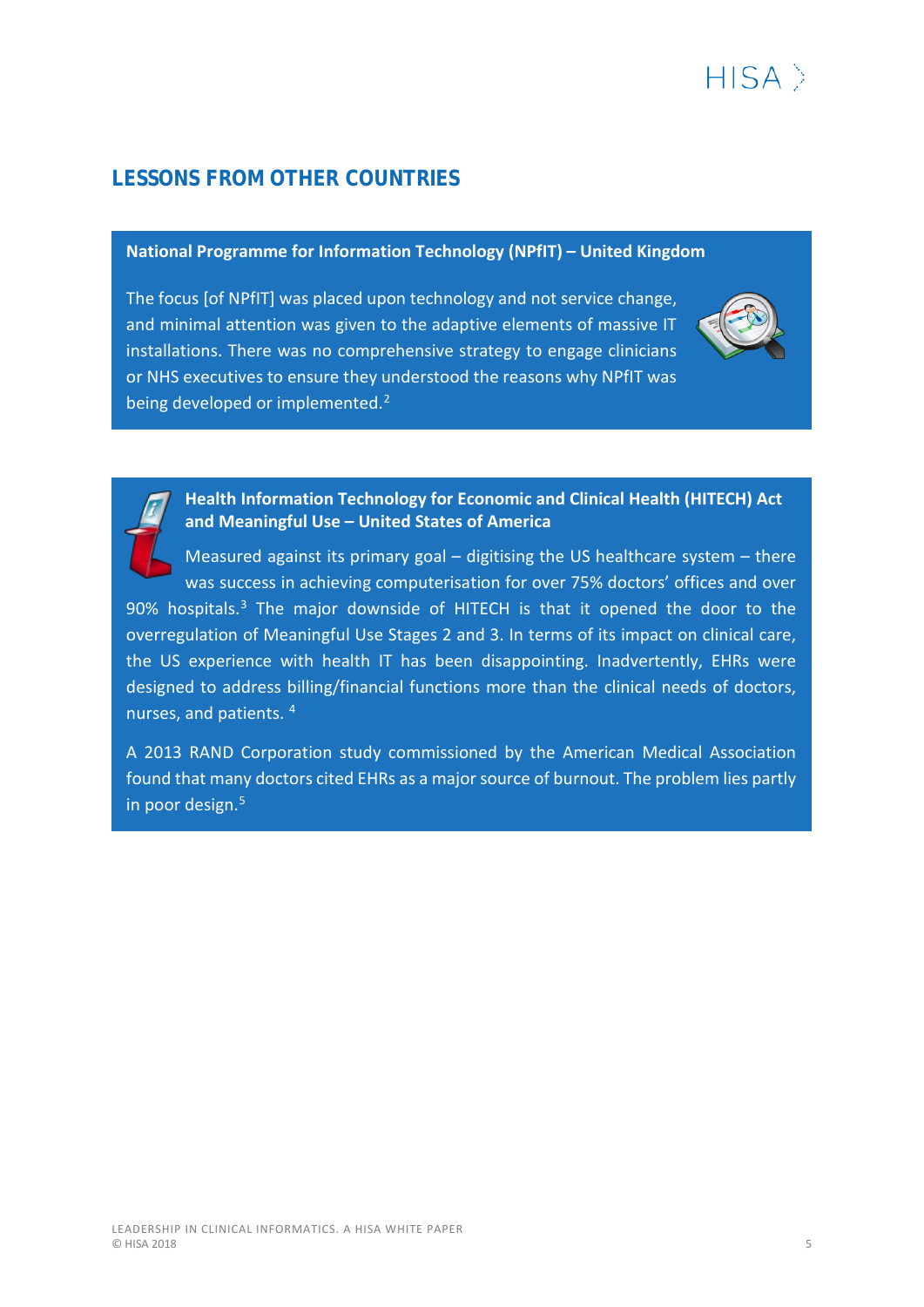## LESSONS FROM OTHER COUNTRIES

**National Programme for Information Technology (NPfIT) – United Kingdom**

The focus [of NPfIT] was placed upon technology and not service change, and minimal attention was given to the adaptive elements of massive IT installations. There was no comprehensive strategy to engage clinicians or NHS executives to ensure they understood the reasons why NPfIT was being developed or implemented.[2]

**Health Information Technology for Economic and Clinical Health (HITECH) Act and Meaningful Use – United States of America**

Measured against its primary goal – digitising the US healthcare system – there was success in achieving computerisation for over 75% doctors' offices and over 90% hospitals.[3] The major downside of HITECH is that it opened the door to the overregulation of Meaningful Use Stages 2 and 3. In terms of its impact on clinical care, the US experience with health IT has been disappointing. Inadvertently, EHRs were designed to address billing/financial functions more than the clinical needs of doctors, nurses, and patients. [4]

A 2013 RAND Corporation study commissioned by the American Medical Association found that many doctors cited EHRs as a major source of burnout. The problem lies partly in poor design.[5]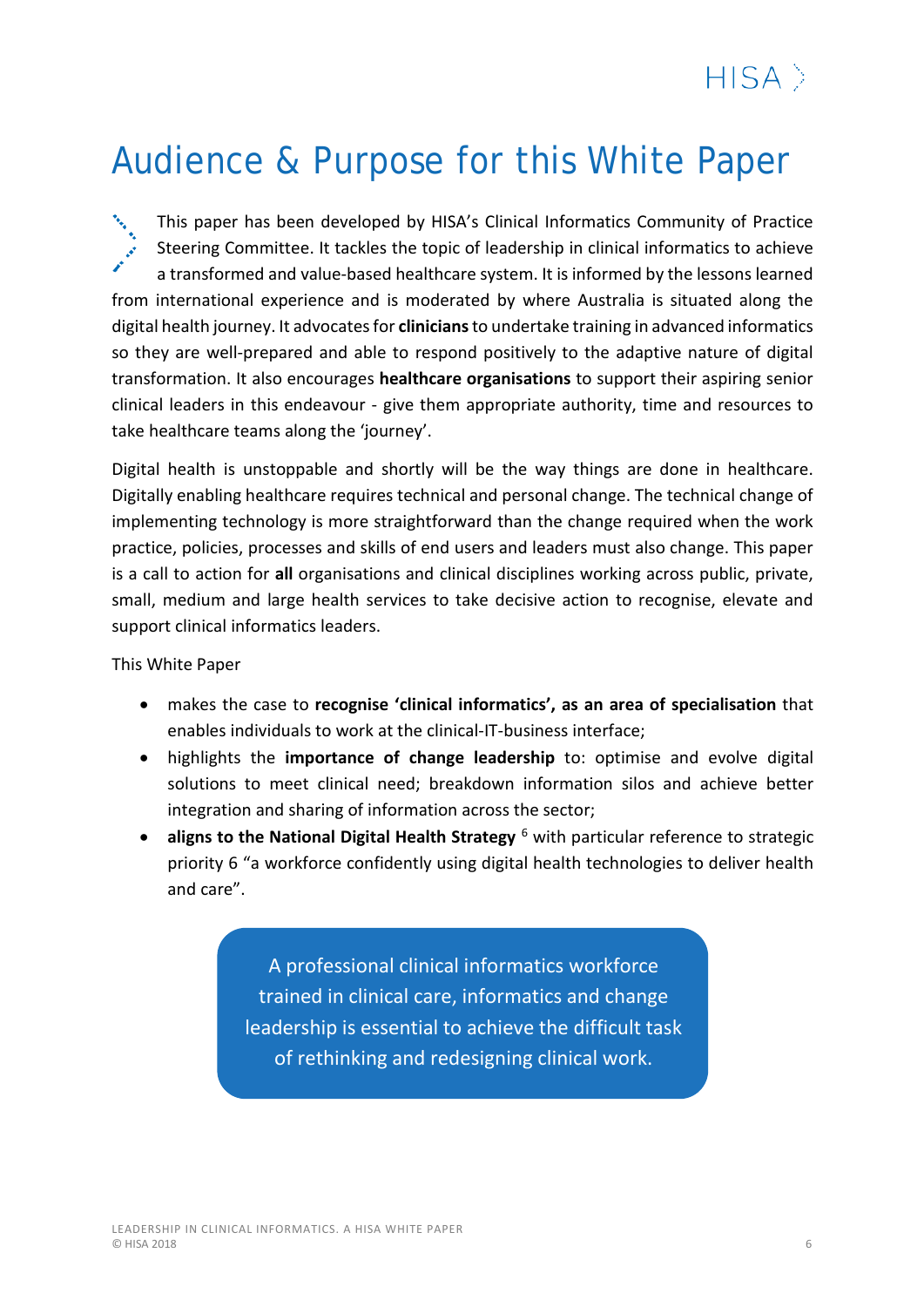# Audience & Purpose for this White Paper

This paper has been developed by HISA's Clinical Informatics Community of Practice Steering Committee. It tackles the topic of leadership in clinical informatics to achieve a transformed and value-based healthcare system. It is informed by the lessons learned from international experience and is moderated by where Australia is situated along the digital health journey. It advocates for **clinicians** to undertake training in advanced informatics so they are well-prepared and able to respond positively to the adaptive nature of digital transformation. It also encourages **healthcare organisations** to support their aspiring senior clinical leaders in this endeavour - give them appropriate authority, time and resources to take healthcare teams along the 'journey'.

Digital health is unstoppable and shortly will be the way things are done in healthcare. Digitally enabling healthcare requires technical and personal change. The technical change of implementing technology is more straightforward than the change required when the work practice, policies, processes and skills of end users and leaders must also change. This paper is a call to action for **all** organisations and clinical disciplines working across public, private, small, medium and large health services to take decisive action to recognise, elevate and support clinical informatics leaders.

This White Paper

- makes the case to **recognise 'clinical informatics', as an area of specialisation** that enables individuals to work at the clinical-IT-business interface;
- highlights the **importance of change leadership** to: optimise and evolve digital solutions to meet clinical need; breakdown information silos and achieve better integration and sharing of information across the sector;
- **aligns to the National Digital Health Strategy** [6] with particular reference to strategic priority 6 "a workforce confidently using digital health technologies to deliver health and care".

A professional clinical informatics workforce trained in clinical care, informatics and change leadership is essential to achieve the difficult task of rethinking and redesigning clinical work.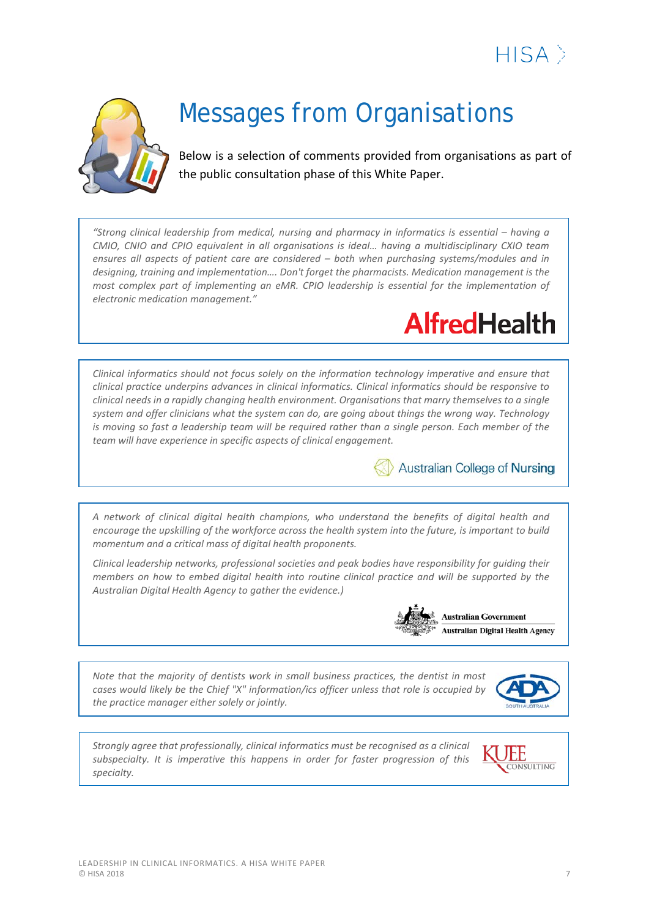# Messages from Organisations

Below is a selection of comments provided from organisations as part of the public consultation phase of this White Paper.

> *"Strong clinical leadership from medical, nursing and pharmacy in informatics is essential – having a CMIO, CNIO and CPIO equivalent in all organisations is ideal… having a multidisciplinary CXIO team ensures all aspects of patient care are considered – both when purchasing systems/modules and in designing, training and implementation…. Don't forget the pharmacists. Medication management is the most complex part of implementing an eMR. CPIO leadership is essential for the implementation of electronic medication management."*
>
> **AlfredHealth**

> *Clinical informatics should not focus solely on the information technology imperative and ensure that clinical practice underpins advances in clinical informatics. Clinical informatics should be responsive to clinical needs in a rapidly changing health environment. Organisations that marry themselves to a single system and offer clinicians what the system can do, are going about things the wrong way. Technology is moving so fast a leadership team will be required rather than a single person. Each member of the team will have experience in specific aspects of clinical engagement.*
>
> **Australian College of Nursing**

> *A network of clinical digital health champions, who understand the benefits of digital health and encourage the upskilling of the workforce across the health system into the future, is important to build momentum and a critical mass of digital health proponents.*
>
> *Clinical leadership networks, professional societies and peak bodies have responsibility for guiding their members on how to embed digital health into routine clinical practice and will be supported by the Australian Digital Health Agency to gather the evidence.)*
>
> **Australian Government – Australian Digital Health Agency**

> *Note that the majority of dentists work in small business practices, the dentist in most cases would likely be the Chief "X" information/ics officer unless that role is occupied by the practice manager either solely or jointly.*
>
> **ADA South Australia**

> *Strongly agree that professionally, clinical informatics must be recognised as a clinical subspecialty. It is imperative this happens in order for faster progression of this specialty.*
>
> **KUEE Consulting**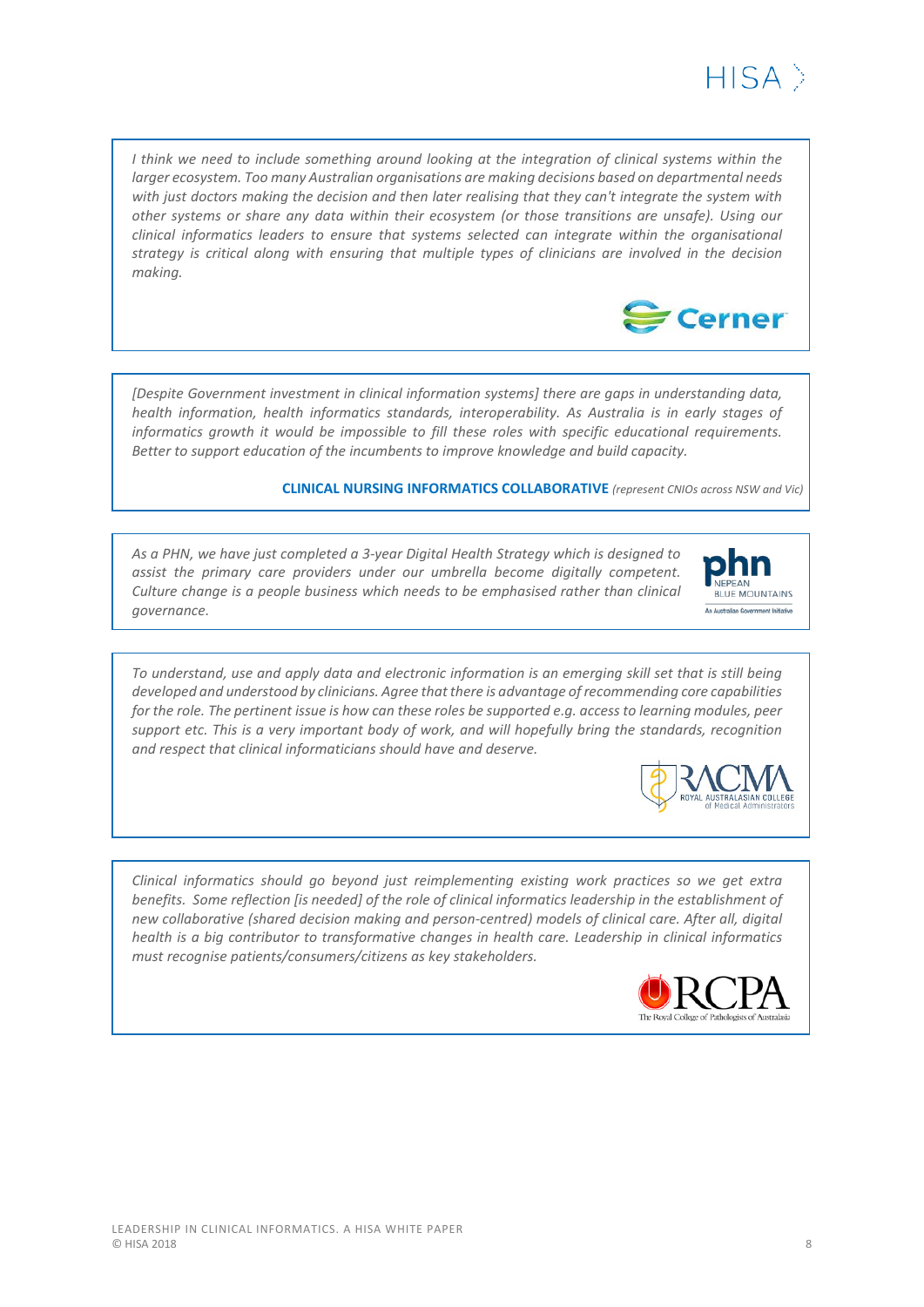*I think we need to include something around looking at the integration of clinical systems within the larger ecosystem. Too many Australian organisations are making decisions based on departmental needs with just doctors making the decision and then later realising that they can't integrate the system with other systems or share any data within their ecosystem (or those transitions are unsafe). Using our clinical informatics leaders to ensure that systems selected can integrate within the organisational strategy is critical along with ensuring that multiple types of clinicians are involved in the decision making.*

Cerner

---

*[Despite Government investment in clinical information systems] there are gaps in understanding data, health information, health informatics standards, interoperability. As Australia is in early stages of informatics growth it would be impossible to fill these roles with specific educational requirements. Better to support education of the incumbents to improve knowledge and build capacity.*

**CLINICAL NURSING INFORMATICS COLLABORATIVE** *(represent CNIOs across NSW and Vic)*

---

*As a PHN, we have just completed a 3-year Digital Health Strategy which is designed to assist the primary care providers under our umbrella become digitally competent. Culture change is a people business which needs to be emphasised rather than clinical governance.*

phn NEPEAN BLUE MOUNTAINS — An Australian Government Initiative

---

*To understand, use and apply data and electronic information is an emerging skill set that is still being developed and understood by clinicians. Agree that there is advantage of recommending core capabilities for the role. The pertinent issue is how can these roles be supported e.g. access to learning modules, peer support etc. This is a very important body of work, and will hopefully bring the standards, recognition and respect that clinical informaticians should have and deserve.*

RACMA — Royal Australasian College of Medical Administrators

---

*Clinical informatics should go beyond just reimplementing existing work practices so we get extra benefits. Some reflection [is needed] of the role of clinical informatics leadership in the establishment of new collaborative (shared decision making and person-centred) models of clinical care. After all, digital health is a big contributor to transformative changes in health care. Leadership in clinical informatics must recognise patients/consumers/citizens as key stakeholders.*

RCPA — The Royal College of Pathologists of Australasia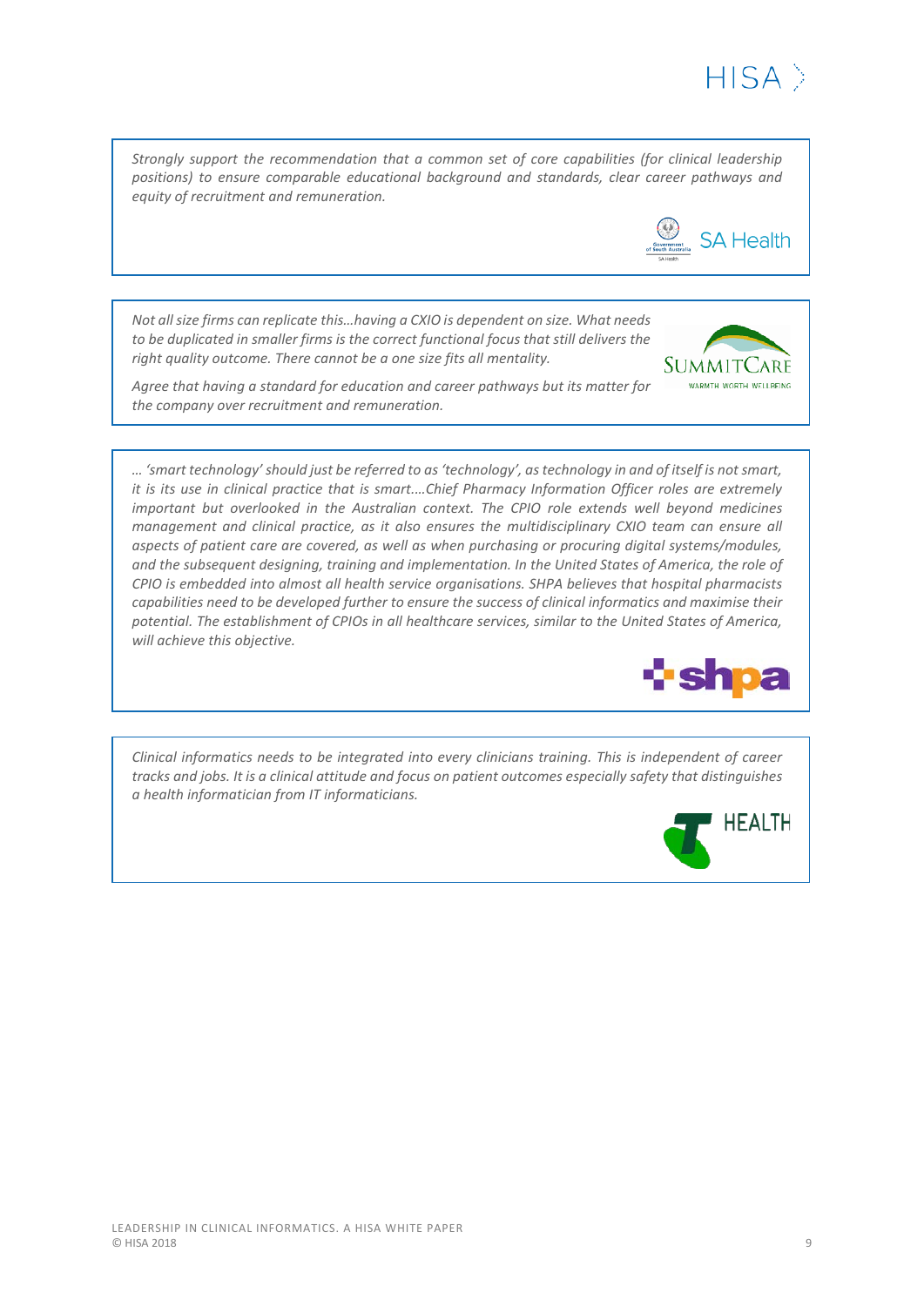*Strongly support the recommendation that a common set of core capabilities (for clinical leadership positions) to ensure comparable educational background and standards, clear career pathways and equity of recruitment and remuneration.*

SA Health

*Not all size firms can replicate this…having a CXIO is dependent on size. What needs to be duplicated in smaller firms is the correct functional focus that still delivers the right quality outcome. There cannot be a one size fits all mentality.*

*Agree that having a standard for education and career pathways but its matter for the company over recruitment and remuneration.*

SummitCare

*… 'smart technology' should just be referred to as 'technology', as technology in and of itself is not smart, it is its use in clinical practice that is smart….Chief Pharmacy Information Officer roles are extremely important but overlooked in the Australian context. The CPIO role extends well beyond medicines management and clinical practice, as it also ensures the multidisciplinary CXIO team can ensure all aspects of patient care are covered, as well as when purchasing or procuring digital systems/modules, and the subsequent designing, training and implementation. In the United States of America, the role of CPIO is embedded into almost all health service organisations. SHPA believes that hospital pharmacists capabilities need to be developed further to ensure the success of clinical informatics and maximise their potential. The establishment of CPIOs in all healthcare services, similar to the United States of America, will achieve this objective.*

shpa

*Clinical informatics needs to be integrated into every clinicians training. This is independent of career tracks and jobs. It is a clinical attitude and focus on patient outcomes especially safety that distinguishes a health informatician from IT informaticians.*

Telstra Health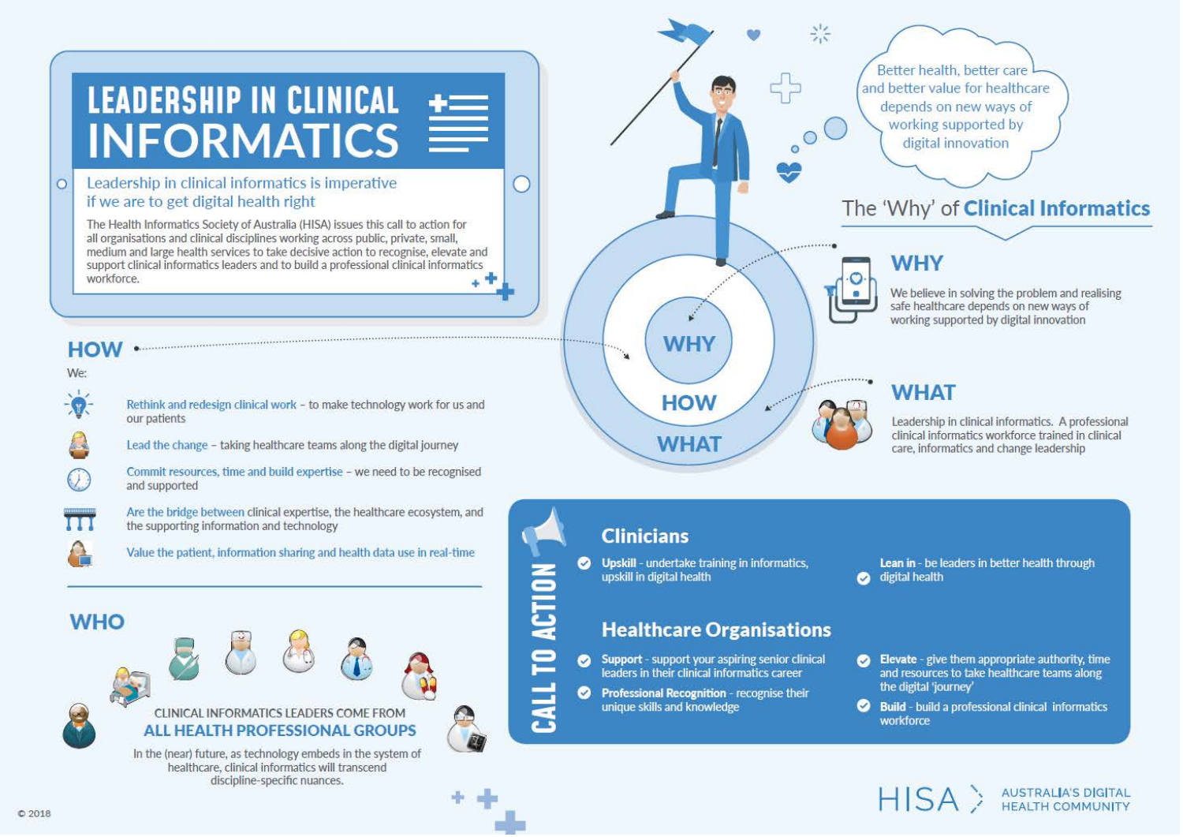# LEADERSHIP IN CLINICAL INFORMATICS

## Leadership in clinical informatics is imperative if we are to get digital health right

The Health Informatics Society of Australia (HISA) issues this call to action for all organisations and clinical disciplines working across public, private, small, medium and large health services to take decisive action to recognise, elevate and support clinical informatics leaders and to build a professional clinical informatics workforce.

Better health, better care and better value for healthcare depends on new ways of working supported by digital innovation

## The 'Why' of Clinical Informatics

### WHY

We believe in solving the problem and realising safe healthcare depends on new ways of working supported by digital innovation

### WHAT

Leadership in clinical informatics. A professional clinical informatics workforce trained in clinical care, informatics and change leadership

### HOW

We:

- **Rethink and redesign clinical work** – to make technology work for us and our patients
- **Lead the change** – taking healthcare teams along the digital journey
- **Commit resources, time and build expertise** – we need to be recognised and supported
- **Are the bridge between** clinical expertise, the healthcare ecosystem, and the supporting information and technology
- **Value the patient, information sharing and health data use in real-time**

### WHO

CLINICAL INFORMATICS LEADERS COME FROM

**ALL HEALTH PROFESSIONAL GROUPS**

In the (near) future, as technology embeds in the system of healthcare, clinical informatics will transcend discipline-specific nuances.

## CALL TO ACTION

### Clinicians

- **Upskill** - undertake training in informatics, upskill in digital health
- **Lean in** - be leaders in better health through digital health

### Healthcare Organisations

- **Support** - support your aspiring senior clinical leaders in their clinical informatics career
- **Professional Recognition** - recognise their unique skills and knowledge
- **Elevate** - give them appropriate authority, time and resources to take healthcare teams along the digital 'journey'
- **Build** - build a professional clinical informatics workforce

HISA AUSTRALIA'S DIGITAL HEALTH COMMUNITY

© 2018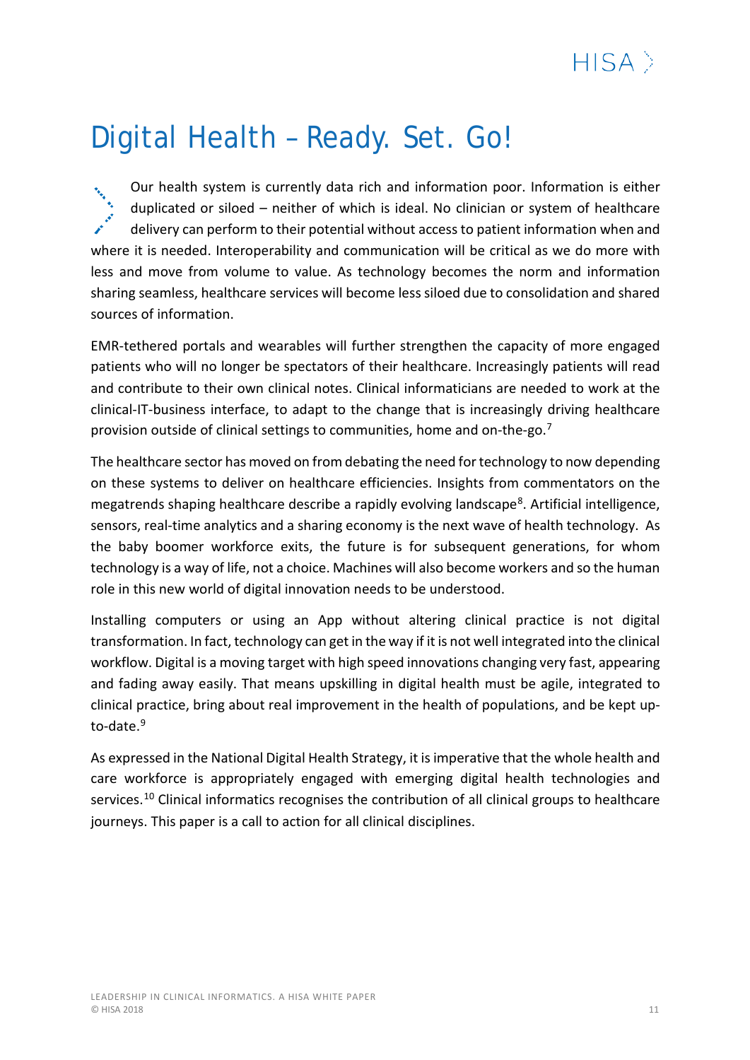# Digital Health – Ready. Set. Go!

Our health system is currently data rich and information poor. Information is either duplicated or siloed – neither of which is ideal. No clinician or system of healthcare delivery can perform to their potential without access to patient information when and where it is needed. Interoperability and communication will be critical as we do more with less and move from volume to value. As technology becomes the norm and information sharing seamless, healthcare services will become less siloed due to consolidation and shared sources of information.

EMR-tethered portals and wearables will further strengthen the capacity of more engaged patients who will no longer be spectators of their healthcare. Increasingly patients will read and contribute to their own clinical notes. Clinical informaticians are needed to work at the clinical-IT-business interface, to adapt to the change that is increasingly driving healthcare provision outside of clinical settings to communities, home and on-the-go.[7]

The healthcare sector has moved on from debating the need for technology to now depending on these systems to deliver on healthcare efficiencies. Insights from commentators on the megatrends shaping healthcare describe a rapidly evolving landscape[8]. Artificial intelligence, sensors, real-time analytics and a sharing economy is the next wave of health technology. As the baby boomer workforce exits, the future is for subsequent generations, for whom technology is a way of life, not a choice. Machines will also become workers and so the human role in this new world of digital innovation needs to be understood.

Installing computers or using an App without altering clinical practice is not digital transformation. In fact, technology can get in the way if it is not well integrated into the clinical workflow. Digital is a moving target with high speed innovations changing very fast, appearing and fading away easily. That means upskilling in digital health must be agile, integrated to clinical practice, bring about real improvement in the health of populations, and be kept up-to-date.[9]

As expressed in the National Digital Health Strategy, it is imperative that the whole health and care workforce is appropriately engaged with emerging digital health technologies and services.[10] Clinical informatics recognises the contribution of all clinical groups to healthcare journeys. This paper is a call to action for all clinical disciplines.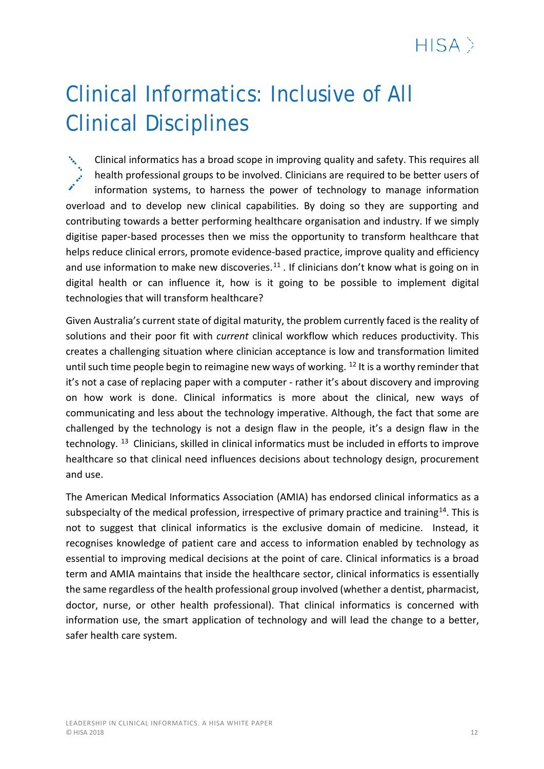# Clinical Informatics: Inclusive of All Clinical Disciplines

Clinical informatics has a broad scope in improving quality and safety. This requires all health professional groups to be involved. Clinicians are required to be better users of information systems, to harness the power of technology to manage information overload and to develop new clinical capabilities. By doing so they are supporting and contributing towards a better performing healthcare organisation and industry. If we simply digitise paper-based processes then we miss the opportunity to transform healthcare that helps reduce clinical errors, promote evidence-based practice, improve quality and efficiency and use information to make new discoveries.[11] . If clinicians don't know what is going on in digital health or can influence it, how is it going to be possible to implement digital technologies that will transform healthcare?

Given Australia's current state of digital maturity, the problem currently faced is the reality of solutions and their poor fit with *current* clinical workflow which reduces productivity. This creates a challenging situation where clinician acceptance is low and transformation limited until such time people begin to reimagine new ways of working. [12] It is a worthy reminder that it's not a case of replacing paper with a computer - rather it's about discovery and improving on how work is done. Clinical informatics is more about the clinical, new ways of communicating and less about the technology imperative. Although, the fact that some are challenged by the technology is not a design flaw in the people, it's a design flaw in the technology. [13] Clinicians, skilled in clinical informatics must be included in efforts to improve healthcare so that clinical need influences decisions about technology design, procurement and use.

The American Medical Informatics Association (AMIA) has endorsed clinical informatics as a subspecialty of the medical profession, irrespective of primary practice and training[14]. This is not to suggest that clinical informatics is the exclusive domain of medicine. Instead, it recognises knowledge of patient care and access to information enabled by technology as essential to improving medical decisions at the point of care. Clinical informatics is a broad term and AMIA maintains that inside the healthcare sector, clinical informatics is essentially the same regardless of the health professional group involved (whether a dentist, pharmacist, doctor, nurse, or other health professional). That clinical informatics is concerned with information use, the smart application of technology and will lead the change to a better, safer health care system.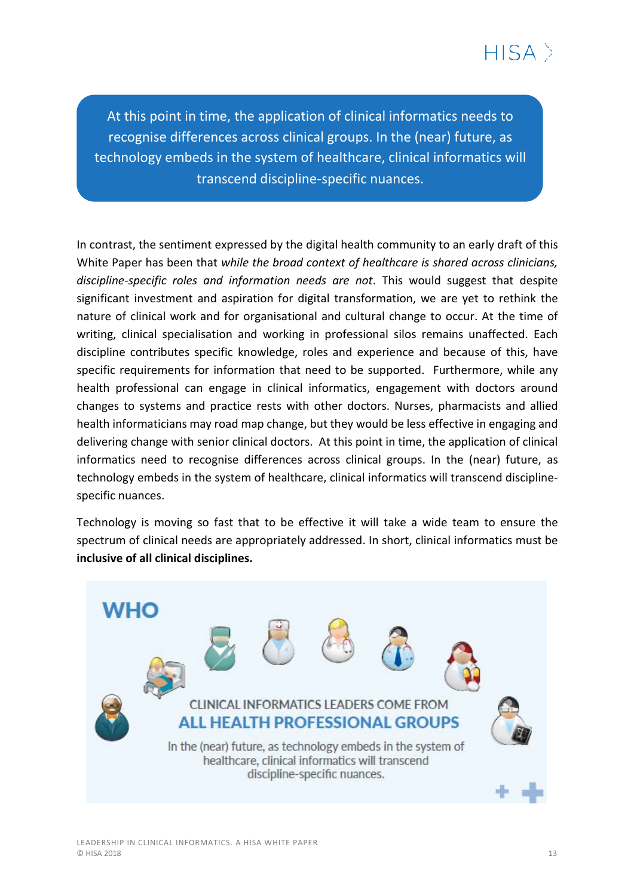> At this point in time, the application of clinical informatics needs to recognise differences across clinical groups. In the (near) future, as technology embeds in the system of healthcare, clinical informatics will transcend discipline-specific nuances.

In contrast, the sentiment expressed by the digital health community to an early draft of this White Paper has been that *while the broad context of healthcare is shared across clinicians, discipline-specific roles and information needs are not*. This would suggest that despite significant investment and aspiration for digital transformation, we are yet to rethink the nature of clinical work and for organisational and cultural change to occur. At the time of writing, clinical specialisation and working in professional silos remains unaffected. Each discipline contributes specific knowledge, roles and experience and because of this, have specific requirements for information that need to be supported. Furthermore, while any health professional can engage in clinical informatics, engagement with doctors around changes to systems and practice rests with other doctors. Nurses, pharmacists and allied health informaticians may road map change, but they would be less effective in engaging and delivering change with senior clinical doctors. At this point in time, the application of clinical informatics need to recognise differences across clinical groups. In the (near) future, as technology embeds in the system of healthcare, clinical informatics will transcend discipline-specific nuances.

Technology is moving so fast that to be effective it will take a wide team to ensure the spectrum of clinical needs are appropriately addressed. In short, clinical informatics must be **inclusive of all clinical disciplines.**

**WHO**

CLINICAL INFORMATICS LEADERS COME FROM

**ALL HEALTH PROFESSIONAL GROUPS**

In the (near) future, as technology embeds in the system of healthcare, clinical informatics will transcend discipline-specific nuances.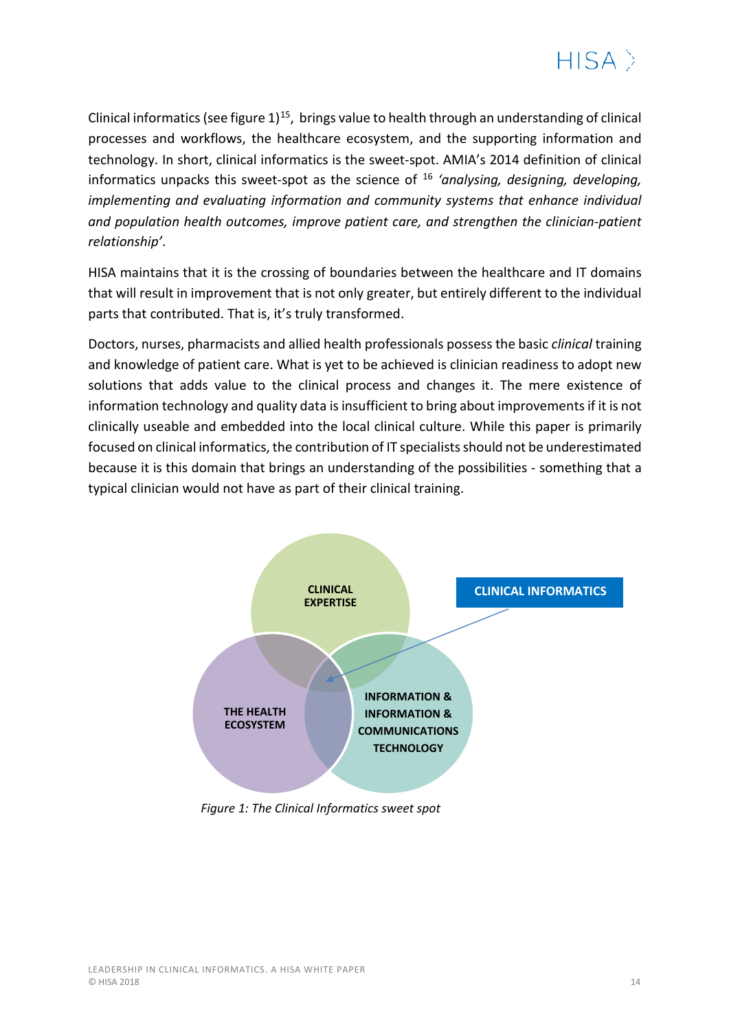Clinical informatics (see figure 1)[15], brings value to health through an understanding of clinical processes and workflows, the healthcare ecosystem, and the supporting information and technology. In short, clinical informatics is the sweet-spot. AMIA's 2014 definition of clinical informatics unpacks this sweet-spot as the science of [16] *'analysing, designing, developing, implementing and evaluating information and community systems that enhance individual and population health outcomes, improve patient care, and strengthen the clinician-patient relationship'*.

HISA maintains that it is the crossing of boundaries between the healthcare and IT domains that will result in improvement that is not only greater, but entirely different to the individual parts that contributed. That is, it's truly transformed.

Doctors, nurses, pharmacists and allied health professionals possess the basic *clinical* training and knowledge of patient care. What is yet to be achieved is clinician readiness to adopt new solutions that adds value to the clinical process and changes it. The mere existence of information technology and quality data is insufficient to bring about improvements if it is not clinically useable and embedded into the local clinical culture. While this paper is primarily focused on clinical informatics, the contribution of IT specialists should not be underestimated because it is this domain that brings an understanding of the possibilities - something that a typical clinician would not have as part of their clinical training.

CLINICAL EXPERTISE

THE HEALTH ECOSYSTEM

INFORMATION & INFORMATION & COMMUNICATIONS TECHNOLOGY

CLINICAL INFORMATICS

*Figure 1: The Clinical Informatics sweet spot*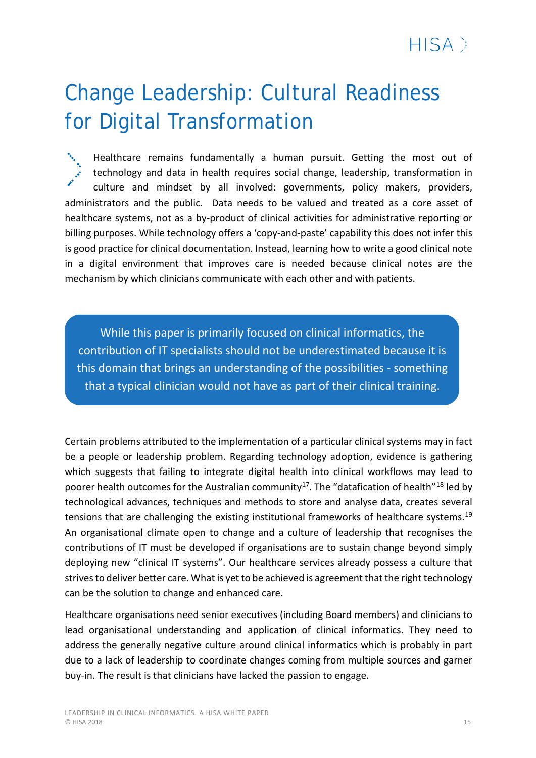# Change Leadership: Cultural Readiness for Digital Transformation

Healthcare remains fundamentally a human pursuit. Getting the most out of technology and data in health requires social change, leadership, transformation in culture and mindset by all involved: governments, policy makers, providers, administrators and the public. Data needs to be valued and treated as a core asset of healthcare systems, not as a by-product of clinical activities for administrative reporting or billing purposes. While technology offers a 'copy-and-paste' capability this does not infer this is good practice for clinical documentation. Instead, learning how to write a good clinical note in a digital environment that improves care is needed because clinical notes are the mechanism by which clinicians communicate with each other and with patients.

> While this paper is primarily focused on clinical informatics, the contribution of IT specialists should not be underestimated because it is this domain that brings an understanding of the possibilities - something that a typical clinician would not have as part of their clinical training.

Certain problems attributed to the implementation of a particular clinical systems may in fact be a people or leadership problem. Regarding technology adoption, evidence is gathering which suggests that failing to integrate digital health into clinical workflows may lead to poorer health outcomes for the Australian community[17]. The "datafication of health"[18] led by technological advances, techniques and methods to store and analyse data, creates several tensions that are challenging the existing institutional frameworks of healthcare systems.[19] An organisational climate open to change and a culture of leadership that recognises the contributions of IT must be developed if organisations are to sustain change beyond simply deploying new "clinical IT systems". Our healthcare services already possess a culture that strives to deliver better care. What is yet to be achieved is agreement that the right technology can be the solution to change and enhanced care.

Healthcare organisations need senior executives (including Board members) and clinicians to lead organisational understanding and application of clinical informatics. They need to address the generally negative culture around clinical informatics which is probably in part due to a lack of leadership to coordinate changes coming from multiple sources and garner buy-in. The result is that clinicians have lacked the passion to engage.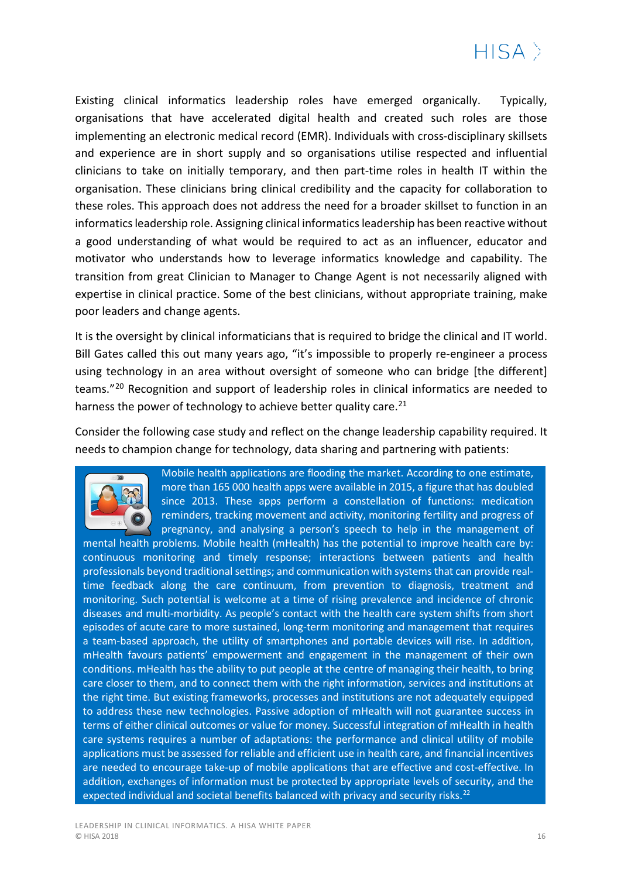Existing clinical informatics leadership roles have emerged organically. Typically, organisations that have accelerated digital health and created such roles are those implementing an electronic medical record (EMR). Individuals with cross-disciplinary skillsets and experience are in short supply and so organisations utilise respected and influential clinicians to take on initially temporary, and then part-time roles in health IT within the organisation. These clinicians bring clinical credibility and the capacity for collaboration to these roles. This approach does not address the need for a broader skillset to function in an informatics leadership role. Assigning clinical informatics leadership has been reactive without a good understanding of what would be required to act as an influencer, educator and motivator who understands how to leverage informatics knowledge and capability. The transition from great Clinician to Manager to Change Agent is not necessarily aligned with expertise in clinical practice. Some of the best clinicians, without appropriate training, make poor leaders and change agents.

It is the oversight by clinical informaticians that is required to bridge the clinical and IT world. Bill Gates called this out many years ago, "it's impossible to properly re-engineer a process using technology in an area without oversight of someone who can bridge [the different] teams."[20] Recognition and support of leadership roles in clinical informatics are needed to harness the power of technology to achieve better quality care.[21]

Consider the following case study and reflect on the change leadership capability required. It needs to champion change for technology, data sharing and partnering with patients:

> Mobile health applications are flooding the market. According to one estimate, more than 165 000 health apps were available in 2015, a figure that has doubled since 2013. These apps perform a constellation of functions: medication reminders, tracking movement and activity, monitoring fertility and progress of pregnancy, and analysing a person's speech to help in the management of mental health problems. Mobile health (mHealth) has the potential to improve health care by: continuous monitoring and timely response; interactions between patients and health professionals beyond traditional settings; and communication with systems that can provide real-time feedback along the care continuum, from prevention to diagnosis, treatment and monitoring. Such potential is welcome at a time of rising prevalence and incidence of chronic diseases and multi-morbidity. As people's contact with the health care system shifts from short episodes of acute care to more sustained, long-term monitoring and management that requires a team-based approach, the utility of smartphones and portable devices will rise. In addition, mHealth favours patients' empowerment and engagement in the management of their own conditions. mHealth has the ability to put people at the centre of managing their health, to bring care closer to them, and to connect them with the right information, services and institutions at the right time. But existing frameworks, processes and institutions are not adequately equipped to address these new technologies. Passive adoption of mHealth will not guarantee success in terms of either clinical outcomes or value for money. Successful integration of mHealth in health care systems requires a number of adaptations: the performance and clinical utility of mobile applications must be assessed for reliable and efficient use in health care, and financial incentives are needed to encourage take-up of mobile applications that are effective and cost-effective. In addition, exchanges of information must be protected by appropriate levels of security, and the expected individual and societal benefits balanced with privacy and security risks.[22]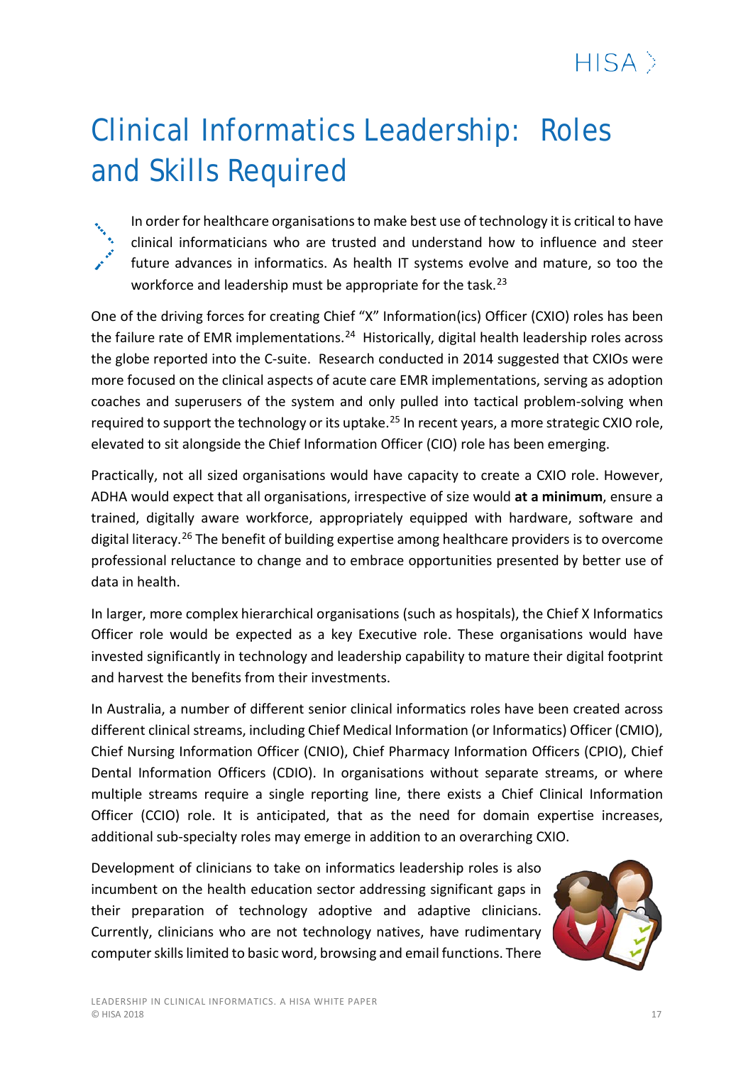# Clinical Informatics Leadership: Roles and Skills Required

In order for healthcare organisations to make best use of technology it is critical to have clinical informaticians who are trusted and understand how to influence and steer future advances in informatics. As health IT systems evolve and mature, so too the workforce and leadership must be appropriate for the task.[23]

One of the driving forces for creating Chief "X" Information(ics) Officer (CXIO) roles has been the failure rate of EMR implementations.[24] Historically, digital health leadership roles across the globe reported into the C-suite. Research conducted in 2014 suggested that CXIOs were more focused on the clinical aspects of acute care EMR implementations, serving as adoption coaches and superusers of the system and only pulled into tactical problem-solving when required to support the technology or its uptake.[25] In recent years, a more strategic CXIO role, elevated to sit alongside the Chief Information Officer (CIO) role has been emerging.

Practically, not all sized organisations would have capacity to create a CXIO role. However, ADHA would expect that all organisations, irrespective of size would **at a minimum**, ensure a trained, digitally aware workforce, appropriately equipped with hardware, software and digital literacy.[26] The benefit of building expertise among healthcare providers is to overcome professional reluctance to change and to embrace opportunities presented by better use of data in health.

In larger, more complex hierarchical organisations (such as hospitals), the Chief X Informatics Officer role would be expected as a key Executive role. These organisations would have invested significantly in technology and leadership capability to mature their digital footprint and harvest the benefits from their investments.

In Australia, a number of different senior clinical informatics roles have been created across different clinical streams, including Chief Medical Information (or Informatics) Officer (CMIO), Chief Nursing Information Officer (CNIO), Chief Pharmacy Information Officers (CPIO), Chief Dental Information Officers (CDIO). In organisations without separate streams, or where multiple streams require a single reporting line, there exists a Chief Clinical Information Officer (CCIO) role. It is anticipated, that as the need for domain expertise increases, additional sub-specialty roles may emerge in addition to an overarching CXIO.

Development of clinicians to take on informatics leadership roles is also incumbent on the health education sector addressing significant gaps in their preparation of technology adoptive and adaptive clinicians. Currently, clinicians who are not technology natives, have rudimentary computer skills limited to basic word, browsing and email functions. There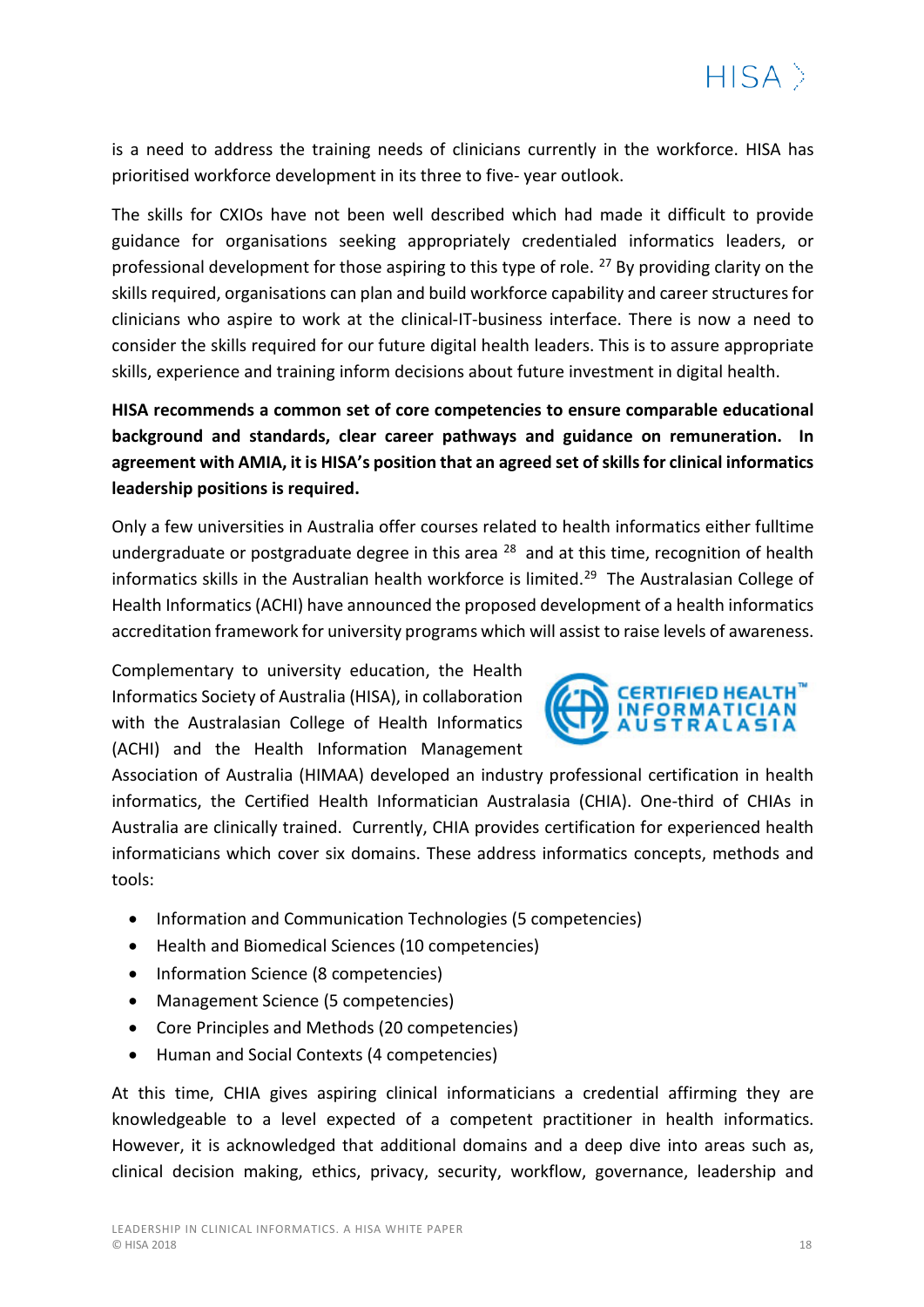is a need to address the training needs of clinicians currently in the workforce. HISA has prioritised workforce development in its three to five- year outlook.

The skills for CXIOs have not been well described which had made it difficult to provide guidance for organisations seeking appropriately credentialed informatics leaders, or professional development for those aspiring to this type of role. [27] By providing clarity on the skills required, organisations can plan and build workforce capability and career structures for clinicians who aspire to work at the clinical-IT-business interface. There is now a need to consider the skills required for our future digital health leaders. This is to assure appropriate skills, experience and training inform decisions about future investment in digital health.

**HISA recommends a common set of core competencies to ensure comparable educational background and standards, clear career pathways and guidance on remuneration. In agreement with AMIA, it is HISA's position that an agreed set of skills for clinical informatics leadership positions is required.**

Only a few universities in Australia offer courses related to health informatics either fulltime undergraduate or postgraduate degree in this area [28] and at this time, recognition of health informatics skills in the Australian health workforce is limited.[29] The Australasian College of Health Informatics (ACHI) have announced the proposed development of a health informatics accreditation framework for university programs which will assist to raise levels of awareness.

Complementary to university education, the Health Informatics Society of Australia (HISA), in collaboration with the Australasian College of Health Informatics (ACHI) and the Health Information Management Association of Australia (HIMAA) developed an industry professional certification in health informatics, the Certified Health Informatician Australasia (CHIA). One-third of CHIAs in Australia are clinically trained. Currently, CHIA provides certification for experienced health informaticians which cover six domains. These address informatics concepts, methods and tools:

- Information and Communication Technologies (5 competencies)
- Health and Biomedical Sciences (10 competencies)
- Information Science (8 competencies)
- Management Science (5 competencies)
- Core Principles and Methods (20 competencies)
- Human and Social Contexts (4 competencies)

At this time, CHIA gives aspiring clinical informaticians a credential affirming they are knowledgeable to a level expected of a competent practitioner in health informatics. However, it is acknowledged that additional domains and a deep dive into areas such as, clinical decision making, ethics, privacy, security, workflow, governance, leadership and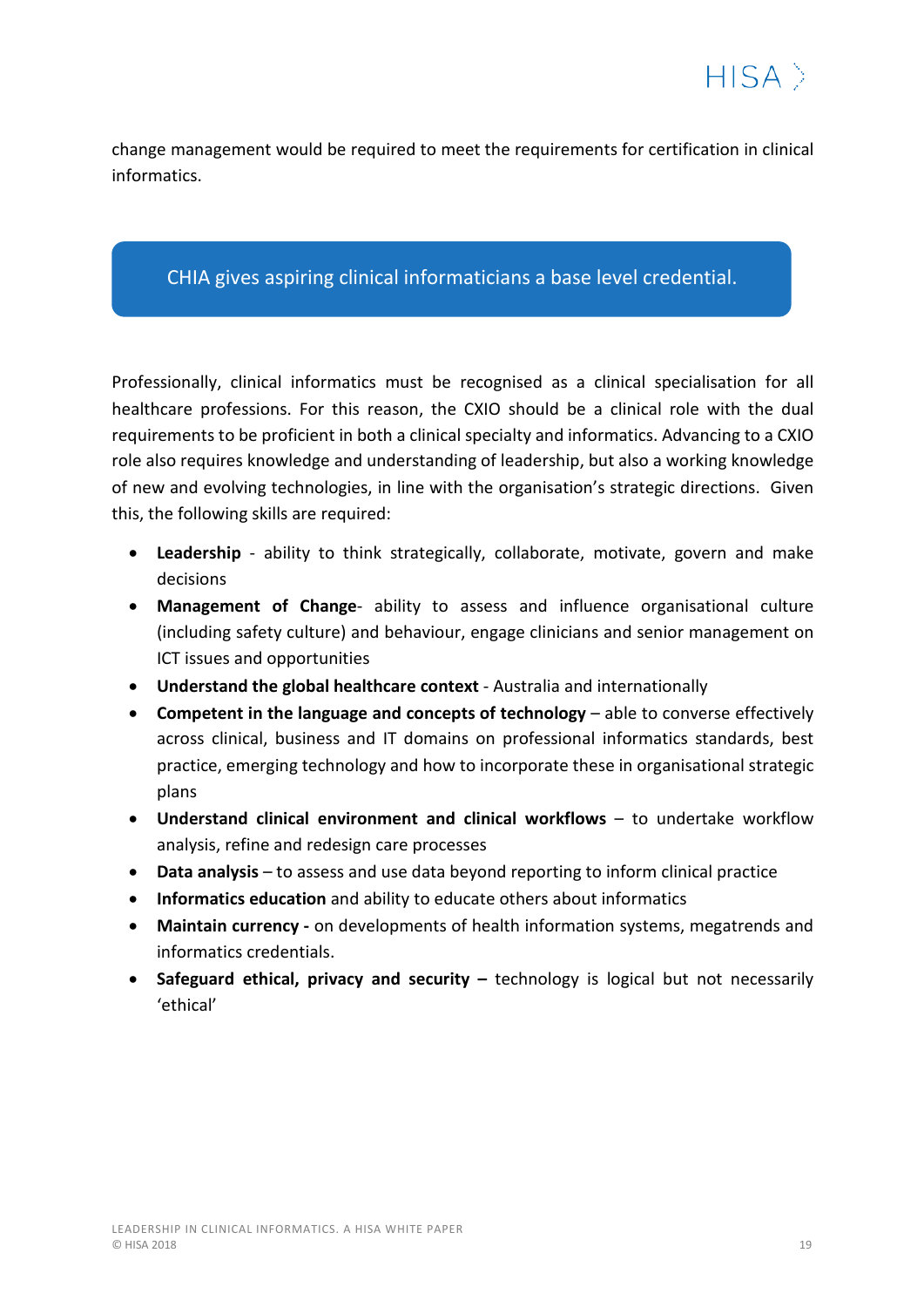change management would be required to meet the requirements for certification in clinical informatics.

> CHIA gives aspiring clinical informaticians a base level credential.

Professionally, clinical informatics must be recognised as a clinical specialisation for all healthcare professions. For this reason, the CXIO should be a clinical role with the dual requirements to be proficient in both a clinical specialty and informatics. Advancing to a CXIO role also requires knowledge and understanding of leadership, but also a working knowledge of new and evolving technologies, in line with the organisation's strategic directions. Given this, the following skills are required:

- **Leadership** - ability to think strategically, collaborate, motivate, govern and make decisions
- **Management of Change**- ability to assess and influence organisational culture (including safety culture) and behaviour, engage clinicians and senior management on ICT issues and opportunities
- **Understand the global healthcare context** - Australia and internationally
- **Competent in the language and concepts of technology** – able to converse effectively across clinical, business and IT domains on professional informatics standards, best practice, emerging technology and how to incorporate these in organisational strategic plans
- **Understand clinical environment and clinical workflows** – to undertake workflow analysis, refine and redesign care processes
- **Data analysis** – to assess and use data beyond reporting to inform clinical practice
- **Informatics education** and ability to educate others about informatics
- **Maintain currency -** on developments of health information systems, megatrends and informatics credentials.
- **Safeguard ethical, privacy and security –** technology is logical but not necessarily 'ethical'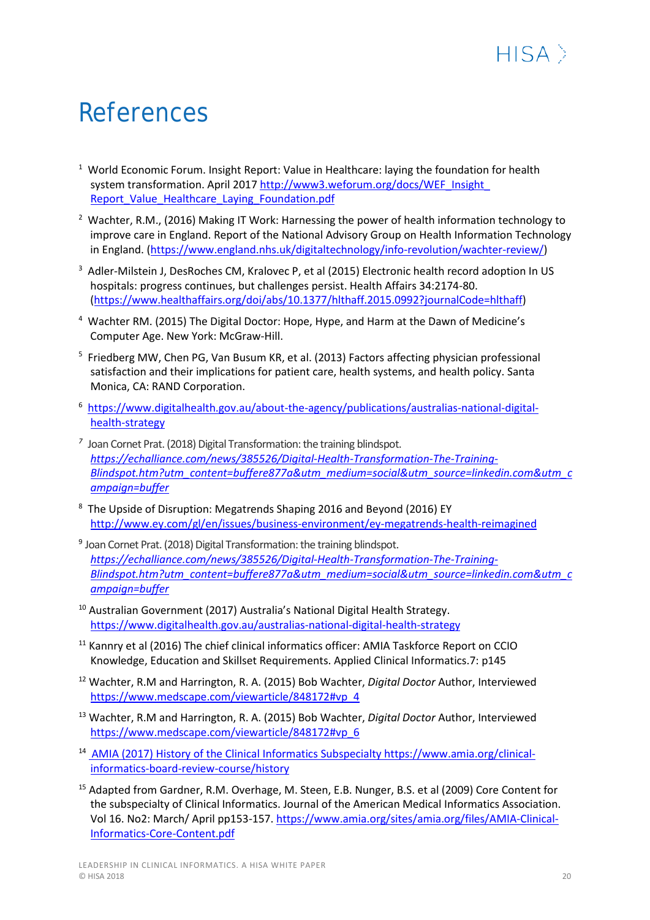# References

[1] World Economic Forum. Insight Report: Value in Healthcare: laying the foundation for health system transformation. April 2017 http://www3.weforum.org/docs/WEF_Insight_Report_Value_Healthcare_Laying_Foundation.pdf

[2] Wachter, R.M., (2016) Making IT Work: Harnessing the power of health information technology to improve care in England. Report of the National Advisory Group on Health Information Technology in England. (https://www.england.nhs.uk/digitaltechnology/info-revolution/wachter-review/)

[3] Adler-Milstein J, DesRoches CM, Kralovec P, et al (2015) Electronic health record adoption In US hospitals: progress continues, but challenges persist. Health Affairs 34:2174-80. (https://www.healthaffairs.org/doi/abs/10.1377/hlthaff.2015.0992?journalCode=hlthaff)

[4] Wachter RM. (2015) The Digital Doctor: Hope, Hype, and Harm at the Dawn of Medicine's Computer Age. New York: McGraw-Hill.

[5] Friedberg MW, Chen PG, Van Busum KR, et al. (2013) Factors affecting physician professional satisfaction and their implications for patient care, health systems, and health policy. Santa Monica, CA: RAND Corporation.

[6] https://www.digitalhealth.gov.au/about-the-agency/publications/australias-national-digital-health-strategy

[7] Joan Cornet Prat. (2018) Digital Transformation: the training blindspot. *https://echalliance.com/news/385526/Digital-Health-Transformation-The-Training-Blindspot.htm?utm_content=buffere877a&utm_medium=social&utm_source=linkedin.com&utm_campaign=buffer*

[8] The Upside of Disruption: Megatrends Shaping 2016 and Beyond (2016) EY http://www.ey.com/gl/en/issues/business-environment/ey-megatrends-health-reimagined

[9] Joan Cornet Prat. (2018) Digital Transformation: the training blindspot. *https://echalliance.com/news/385526/Digital-Health-Transformation-The-Training-Blindspot.htm?utm_content=buffere877a&utm_medium=social&utm_source=linkedin.com&utm_campaign=buffer*

[10] Australian Government (2017) Australia's National Digital Health Strategy. https://www.digitalhealth.gov.au/australias-national-digital-health-strategy

[11] Kannry et al (2016) The chief clinical informatics officer: AMIA Taskforce Report on CCIO Knowledge, Education and Skillset Requirements. Applied Clinical Informatics.7: p145

[12] Wachter, R.M and Harrington, R. A. (2015) Bob Wachter, *Digital Doctor* Author, Interviewed https://www.medscape.com/viewarticle/848172#vp_4

[13] Wachter, R.M and Harrington, R. A. (2015) Bob Wachter, *Digital Doctor* Author, Interviewed https://www.medscape.com/viewarticle/848172#vp_6

[14] AMIA (2017) History of the Clinical Informatics Subspecialty https://www.amia.org/clinical-informatics-board-review-course/history

[15] Adapted from Gardner, R.M. Overhage, M. Steen, E.B. Nunger, B.S. et al (2009) Core Content for the subspecialty of Clinical Informatics. Journal of the American Medical Informatics Association. Vol 16. No2: March/ April pp153-157. https://www.amia.org/sites/amia.org/files/AMIA-Clinical-Informatics-Core-Content.pdf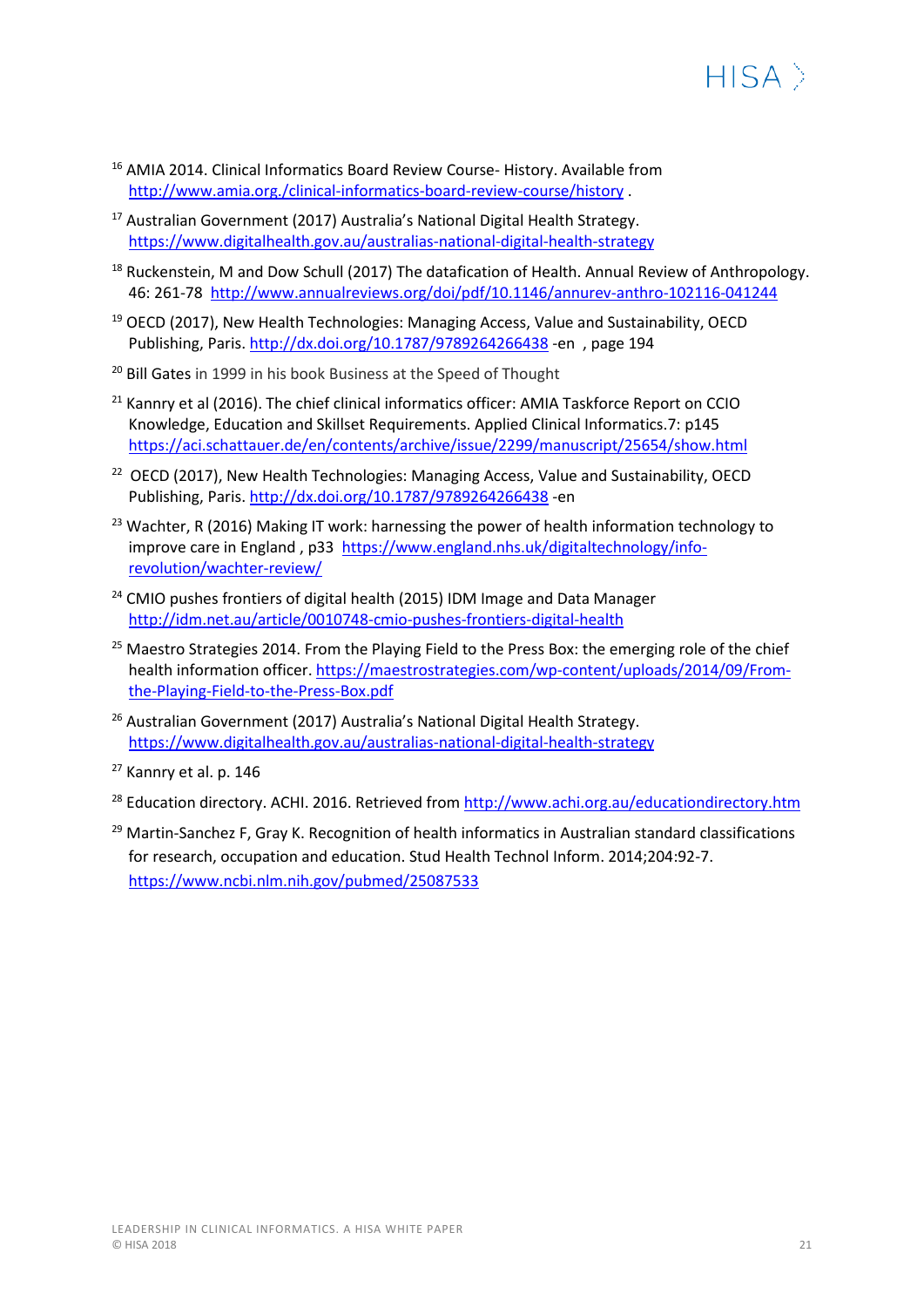[16] AMIA 2014. Clinical Informatics Board Review Course- History. Available from http://www.amia.org./clinical-informatics-board-review-course/history .

[17] Australian Government (2017) Australia's National Digital Health Strategy. https://www.digitalhealth.gov.au/australias-national-digital-health-strategy

[18] Ruckenstein, M and Dow Schull (2017) The datafication of Health. Annual Review of Anthropology. 46: 261-78 http://www.annualreviews.org/doi/pdf/10.1146/annurev-anthro-102116-041244

[19] OECD (2017), New Health Technologies: Managing Access, Value and Sustainability, OECD Publishing, Paris. http://dx.doi.org/10.1787/9789264266438 -en , page 194

[20] Bill Gates in 1999 in his book Business at the Speed of Thought

[21] Kannry et al (2016). The chief clinical informatics officer: AMIA Taskforce Report on CCIO Knowledge, Education and Skillset Requirements. Applied Clinical Informatics.7: p145 https://aci.schattauer.de/en/contents/archive/issue/2299/manuscript/25654/show.html

[22] OECD (2017), New Health Technologies: Managing Access, Value and Sustainability, OECD Publishing, Paris. http://dx.doi.org/10.1787/9789264266438 -en

[23] Wachter, R (2016) Making IT work: harnessing the power of health information technology to improve care in England , p33 https://www.england.nhs.uk/digitaltechnology/info-revolution/wachter-review/

[24] CMIO pushes frontiers of digital health (2015) IDM Image and Data Manager http://idm.net.au/article/0010748-cmio-pushes-frontiers-digital-health

[25] Maestro Strategies 2014. From the Playing Field to the Press Box: the emerging role of the chief health information officer. https://maestrostrategies.com/wp-content/uploads/2014/09/From-the-Playing-Field-to-the-Press-Box.pdf

[26] Australian Government (2017) Australia's National Digital Health Strategy. https://www.digitalhealth.gov.au/australias-national-digital-health-strategy

[27] Kannry et al. p. 146

[28] Education directory. ACHI. 2016. Retrieved from http://www.achi.org.au/educationdirectory.htm

[29] Martin-Sanchez F, Gray K. Recognition of health informatics in Australian standard classifications for research, occupation and education. Stud Health Technol Inform. 2014;204:92-7. https://www.ncbi.nlm.nih.gov/pubmed/25087533